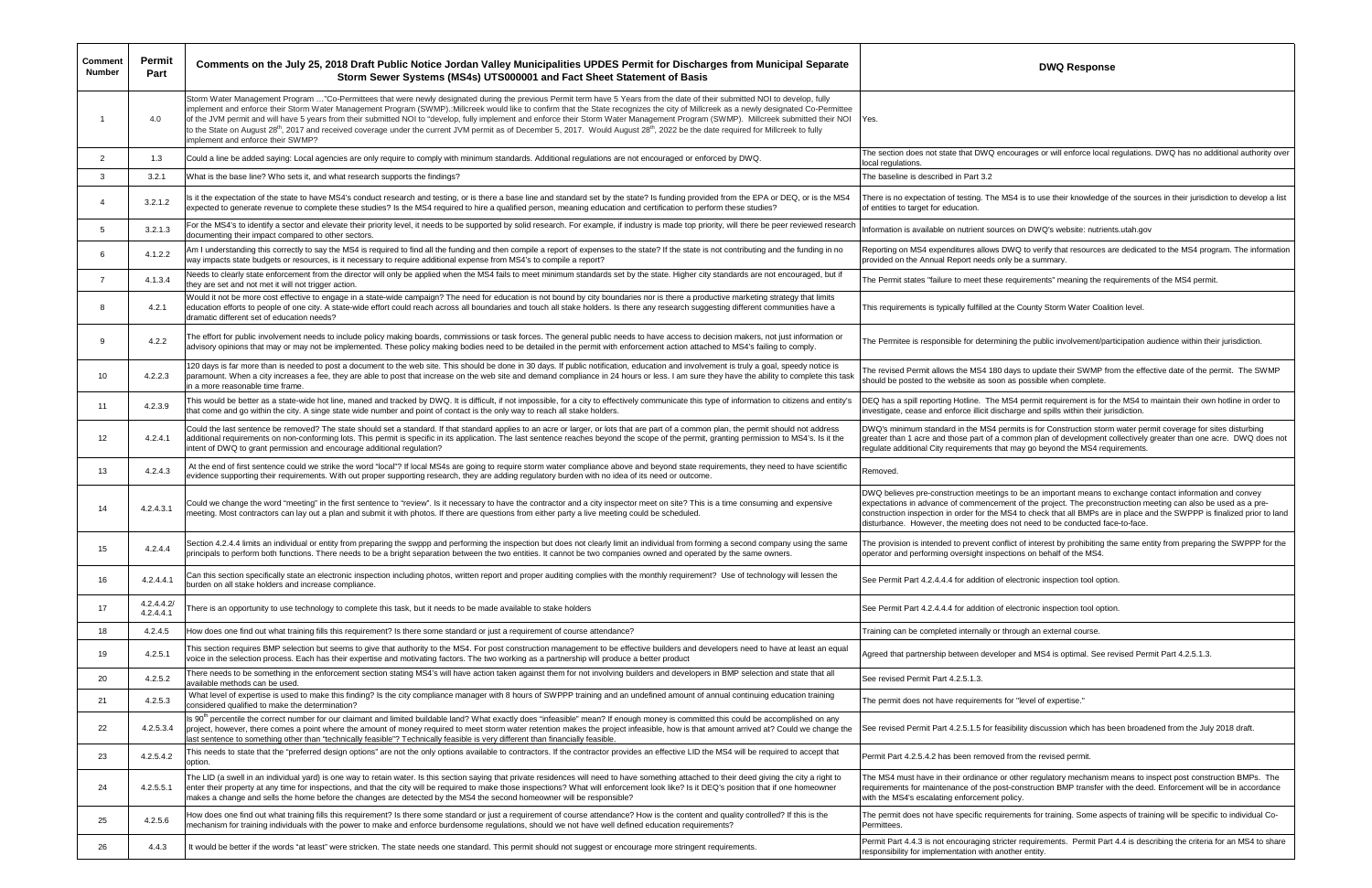| Comment Number | Permit Part | Comments on the July 25, 2018 Draft Public Notice Jordan Valley Municipalities UPDES Permit for Discharges from Municipal Separate Storm Sewer Systems (MS4s) UTS000001 and Fact Sheet Statement of Basis | DWQ Response |
|---|---|---|---|
| 1 | 4.0 | Storm Water Management Program …"Co-Permittees that were newly designated during the previous Permit term have 5 Years from the date of their submitted NOI to develop, fully implement and enforce their Storm Water Management Program (SWMP).:Millcreek would like to confirm that the State recognizes the city of Millcreek as a newly designated Co-Permittee of the JVM permit and will have 5 years from their submitted NOI to "develop, fully implement and enforce their Storm Water Management Program (SWMP). Millcreek submitted their NOI to the State on August 28th, 2017 and received coverage under the current JVM permit as of December 5, 2017. Would August 28th, 2022 be the date required for Millcreek to fully implement and enforce their SWMP? | Yes. |
| 2 | 1.3 | Could a line be added saying: Local agencies are only require to comply with minimum standards. Additional regulations are not encouraged or enforced by DWQ. | The section does not state that DWQ encourages or will enforce local regulations. DWQ has no additional authority over local regulations. |
| 3 | 3.2.1 | What is the base line? Who sets it, and what research supports the findings? | The baseline is described in Part 3.2 |
| 4 | 3.2.1.2 | Is it the expectation of the state to have MS4's conduct research and testing, or is there a base line and standard set by the state? Is funding provided from the EPA or DEQ, or is the MS4 expected to generate revenue to complete these studies? Is the MS4 required to hire a qualified person, meaning education and certification to perform these studies? | There is no expectation of testing. The MS4 is to use their knowledge of the sources in their jurisdiction to develop a list of entities to target for education. |
| 5 | 3.2.1.3 | For the MS4's to identify a sector and elevate their priority level, it needs to be supported by solid research. For example, if industry is made top priority, will there be peer reviewed research documenting their impact compared to other sectors. | Information is available on nutrient sources on DWQ's website: nutrients.utah.gov |
| 6 | 4.1.2.2 | Am I understanding this correctly to say the MS4 is required to find all the funding and then compile a report of expenses to the state? If the state is not contributing and the funding in no way impacts state budgets or resources, is it necessary to require additional expense from MS4's to compile a report? | Reporting on MS4 expenditures allows DWQ to verify that resources are dedicated to the MS4 program. The information provided on the Annual Report needs only be a summary. |
| 7 | 4.1.3.4 | Needs to clearly state enforcement from the director will only be applied when the MS4 fails to meet minimum standards set by the state. Higher city standards are not encouraged, but if they are set and not met it will not trigger action. | The Permit states "failure to meet these requirements" meaning the requirements of the MS4 permit. |
| 8 | 4.2.1 | Would it not be more cost effective to engage in a state-wide campaign? The need for education is not bound by city boundaries nor is there a productive marketing strategy that limits education efforts to people of one city. A state-wide effort could reach across all boundaries and touch all stake holders. Is there any research suggesting different communities have a dramatic different set of education needs? | This requirements is typically fulfilled at the County Storm Water Coalition level. |
| 9 | 4.2.2 | The effort for public involvement needs to include policy making boards, commissions or task forces. The general public needs to have access to decision makers, not just information or advisory opinions that may or may not be implemented. These policy making bodies need to be detailed in the permit with enforcement action attached to MS4's failing to comply. | The Permitee is responsible for determining the public involvement/participation audience within their jurisdiction. |
| 10 | 4.2.2.3 | 120 days is far more than is needed to post a document to the web site. This should be done in 30 days. If public notification, education and involvement is truly a goal, speedy notice is paramount. When a city increases a fee, they are able to post that increase on the web site and demand compliance in 24 hours or less. I am sure they have the ability to complete this task in a more reasonable time frame. | The revised Permit allows the MS4 180 days to update their SWMP from the effective date of the permit. The SWMP should be posted to the website as soon as possible when complete. |
| 11 | 4.2.3.9 | This would be better as a state-wide hot line, maned and tracked by DWQ. It is difficult, if not impossible, for a city to effectively communicate this type of information to citizens and entity's that come and go within the city. A singe state wide number and point of contact is the only way to reach all stake holders. | DEQ has a spill reporting Hotline. The MS4 permit requirement is for the MS4 to maintain their own hotline in order to investigate, cease and enforce illicit discharge and spills within their jurisdiction. |
| 12 | 4.2.4.1 | Could the last sentence be removed? The state should set a standard. If that standard applies to an acre or larger, or lots that are part of a common plan, the permit should not address additional requirements on non-conforming lots. This permit is specific in its application. The last sentence reaches beyond the scope of the permit, granting permission to MS4's. Is it the intent of DWQ to grant permission and encourage additional regulation? | DWQ's minimum standard in the MS4 permits is for Construction storm water permit coverage for sites disturbing greater than 1 acre and those part of a common plan of development collectively greater than one acre. DWQ does not regulate additional City requirements that may go beyond the MS4 requirements. |
| 13 | 4.2.4.3 | At the end of first sentence could we strike the word "local"? If local MS4s are going to require storm water compliance above and beyond state requirements, they need to have scientific evidence supporting their requirements. With out proper supporting research, they are adding regulatory burden with no idea of its need or outcome. | Removed. |
| 14 | 4.2.4.3.1 | Could we change the word "meeting" in the first sentence to "review". Is it necessary to have the contractor and a city inspector meet on site? This is a time consuming and expensive meeting. Most contractors can lay out a plan and submit it with photos. If there are questions from either party a live meeting could be scheduled. | DWQ believes pre-construction meetings to be an important means to exchange contact information and convey expectations in advance of commencement of the project. The preconstruction meeting can also be used as a pre-construction inspection in order for the MS4 to check that all BMPs are in place and the SWPPP is finalized prior to land disturbance. However, the meeting does not need to be conducted face-to-face. |
| 15 | 4.2.4.4 | Section 4.2.4.4 limits an individual or entity from preparing the swppp and performing the inspection but does not clearly limit an individual from forming a second company using the same principals to perform both functions. There needs to be a bright separation between the two entities. It cannot be two companies owned and operated by the same owners. | The provision is intended to prevent conflict of interest by prohibiting the same entity from preparing the SWPPP for the operator and performing oversight inspections on behalf of the MS4. |
| 16 | 4.2.4.4.1 | Can this section specifically state an electronic inspection including photos, written report and proper auditing complies with the monthly requirement? Use of technology will lessen the burden on all stake holders and increase compliance. | See Permit Part 4.2.4.4.4 for addition of electronic inspection tool option. |
| 17 | 4.2.4.4.2/ 4.2.4.4.1 | There is an opportunity to use technology to complete this task, but it needs to be made available to stake holders | See Permit Part 4.2.4.4.4 for addition of electronic inspection tool option. |
| 18 | 4.2.4.5 | How does one find out what training fills this requirement? Is there some standard or just a requirement of course attendance? | Training can be completed internally or through an external course. |
| 19 | 4.2.5.1 | This section requires BMP selection but seems to give that authority to the MS4. For post construction management to be effective builders and developers need to have at least an equal voice in the selection process. Each has their expertise and motivating factors. The two working as a partnership will produce a better product | Agreed that partnership between developer and MS4 is optimal. See revised Permit Part 4.2.5.1.3. |
| 20 | 4.2.5.2 | There needs to be something in the enforcement section stating MS4's will have action taken against them for not involving builders and developers in BMP selection and state that all available methods can be used. | See revised Permit Part 4.2.5.1.3. |
| 21 | 4.2.5.3 | What level of expertise is used to make this finding? Is the city compliance manager with 8 hours of SWPPP training and an undefined amount of annual continuing education training considered qualified to make the determination? | The permit does not have requirements for "level of expertise." |
| 22 | 4.2.5.3.4 | Is 90th percentile the correct number for our claimant and limited buildable land? What exactly does "infeasible" mean? If enough money is committed this could be accomplished on any project, however, there comes a point where the amount of money required to meet storm water retention makes the project infeasible, how is that amount arrived at? Could we change the last sentence to something other than "technically feasible"? Technically feasible is very different than financially feasible. | See revised Permit Part 4.2.5.1.5 for feasibility discussion which has been broadened from the July 2018 draft. |
| 23 | 4.2.5.4.2 | This needs to state that the "preferred design options" are not the only options available to contractors. If the contractor provides an effective LID the MS4 will be required to accept that option. | Permit Part 4.2.5.4.2 has been removed from the revised permit. |
| 24 | 4.2.5.5.1 | The LID (a swell in an individual yard) is one way to retain water. Is this section saying that private residences will need to have something attached to their deed giving the city a right to enter their property at any time for inspections, and that the city will be required to make those inspections? What will enforcement look like? Is it DEQ's position that if one homeowner makes a change and sells the home before the changes are detected by the MS4 the second homeowner will be responsible? | The MS4 must have in their ordinance or other regulatory mechanism means to inspect post construction BMPs. The requirements for maintenance of the post-construction BMP transfer with the deed. Enforcement will be in accordance with the MS4's escalating enforcement policy. |
| 25 | 4.2.5.6 | How does one find out what training fills this requirement? Is there some standard or just a requirement of course attendance? How is the content and quality controlled? If this is the mechanism for training individuals with the power to make and enforce burdensome regulations, should we not have well defined education requirements? | The permit does not have specific requirements for training. Some aspects of training will be specific to individual Co-Permittees. |
| 26 | 4.4.3 | It would be better if the words "at least" were stricken. The state needs one standard. This permit should not suggest or encourage more stringent requirements. | Permit Part 4.4.3 is not encouraging stricter requirements. Permit Part 4.4 is describing the criteria for an MS4 to share responsibility for implementation with another entity. |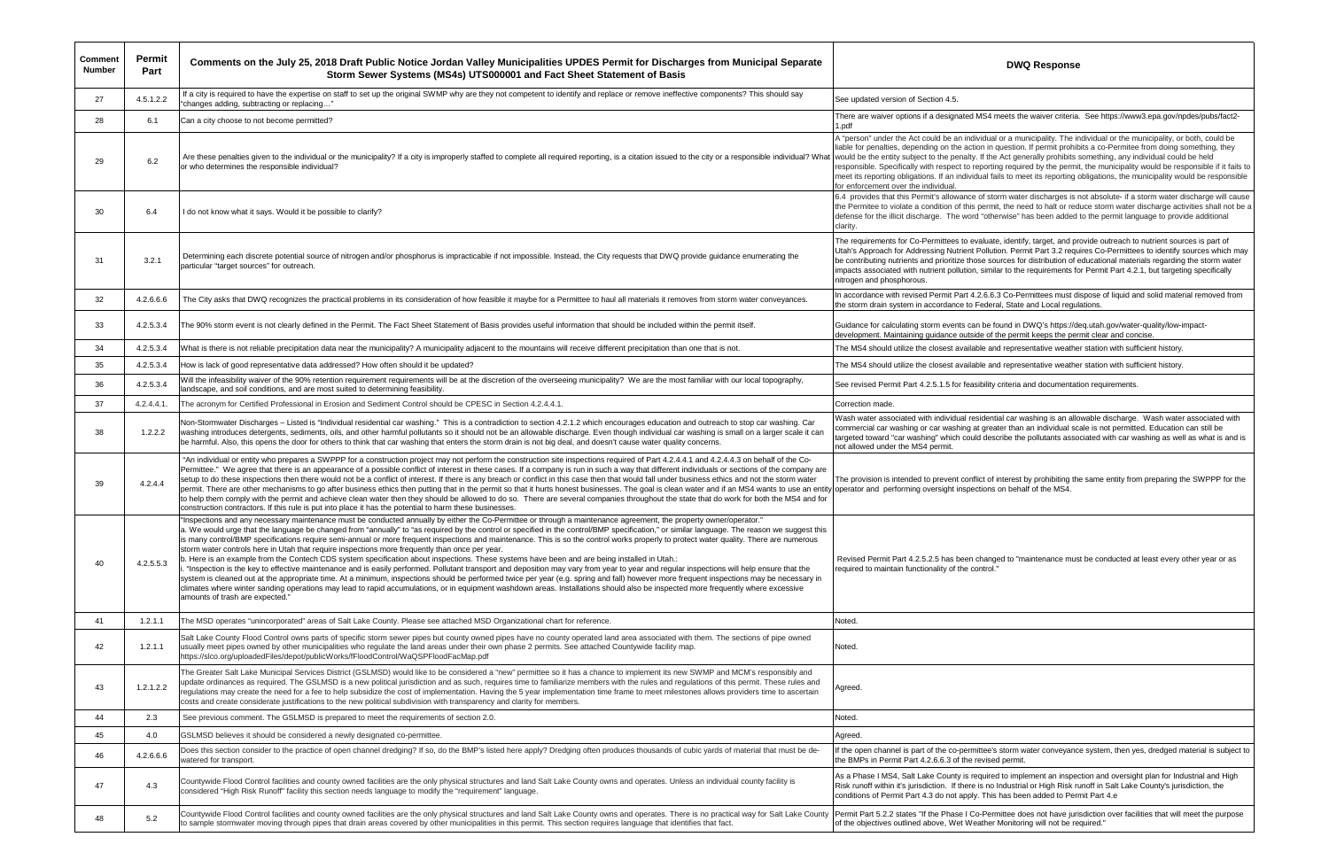| Comment Number | Permit Part | Comments on the July 25, 2018 Draft Public Notice Jordan Valley Municipalities UPDES Permit for Discharges from Municipal Separate Storm Sewer Systems (MS4s) UTS000001 and Fact Sheet Statement of Basis | DWQ Response |
|---|---|---|---|
| 27 | 4.5.1.2.2 | If a city is required to have the expertise on staff to set up the original SWMP why are they not competent to identify and replace or remove ineffective components? This should say "changes adding, subtracting or replacing…" | See updated version of Section 4.5. |
| 28 | 6.1 | Can a city choose to not become permitted? | There are waiver options if a designated MS4 meets the waiver criteria. See https://www3.epa.gov/npdes/pubs/fact2-1.pdf |
| 29 | 6.2 | Are these penalties given to the individual or the municipality? If a city is improperly staffed to complete all required reporting, is a citation issued to the city or a responsible individual? What or who determines the responsible individual? | A "person" under the Act could be an individual or a municipality. The individual or the municipality, or both, could be liable for penalties, depending on the action in question. If permit prohibits a co-Permitee from doing something, they would be the entity subject to the penalty. If the Act generally prohibits something, any individual could be held responsible. Specifically with respect to reporting required by the permit, the municipality would be responsible if it fails to meet its reporting obligations. If an individual fails to meet its reporting obligations, the municipality would be responsible for enforcement over the individual. |
| 30 | 6.4 | I do not know what it says. Would it be possible to clarify? | 6.4 provides that this Permit's allowance of storm water discharges is not absolute- if a storm water discharge will cause the Permitee to violate a condition of this permit, the need to halt or reduce storm water discharge activities shall not be a defense for the illicit discharge. The word "otherwise" has been added to the permit language to provide additional clarity. |
| 31 | 3.2.1 | Determining each discrete potential source of nitrogen and/or phosphorus is impracticable if not impossible. Instead, the City requests that DWQ provide guidance enumerating the particular "target sources" for outreach. | The requirements for Co-Permittees to evaluate, identify, target, and provide outreach to nutrient sources is part of Utah's Approach for Addressing Nutrient Pollution. Permit Part 3.2 requires Co-Permittees to identify sources which may be contributing nutrients and prioritize those sources for distribution of educational materials regarding the storm water impacts associated with nutrient pollution, similar to the requirements for Permit Part 4.2.1, but targeting specifically nitrogen and phosphorous. |
| 32 | 4.2.6.6.6 | The City asks that DWQ recognizes the practical problems in its consideration of how feasible it maybe for a Permittee to haul all materials it removes from storm water conveyances. | In accordance with revised Permit Part 4.2.6.6.3 Co-Permittees must dispose of liquid and solid material removed from the storm drain system in accordance to Federal, State and Local regulations. |
| 33 | 4.2.5.3.4 | The 90% storm event is not clearly defined in the Permit. The Fact Sheet Statement of Basis provides useful information that should be included within the permit itself. | Guidance for calculating storm events can be found in DWQ's https://deq.utah.gov/water-quality/low-impact-development. Maintaining guidance outside of the permit keeps the permit clear and concise. |
| 34 | 4.2.5.3.4 | What is there is not reliable precipitation data near the municipality? A municipality adjacent to the mountains will receive different precipitation than one that is not. | The MS4 should utilize the closest available and representative weather station with sufficient history. |
| 35 | 4.2.5.3.4 | How is lack of good representative data addressed? How often should it be updated? | The MS4 should utilize the closest available and representative weather station with sufficient history. |
| 36 | 4.2.5.3.4 | Will the infeasibility waiver of the 90% retention requirement requirements will be at the discretion of the overseeing municipality? We are the most familiar with our local topography, landscape, and soil conditions, and are most suited to determining feasibility. | See revised Permit Part 4.2.5.1.5 for feasibility criteria and documentation requirements. |
| 37 | 4.2.4.4.1. | The acronym for Certified Professional in Erosion and Sediment Control should be CPESC in Section 4.2.4.4.1. | Correction made. |
| 38 | 1.2.2.2 | Non-Stormwater Discharges – Listed is "Individual residential car washing." This is a contradiction to section 4.2.1.2 which encourages education and outreach to stop car washing. Car washing introduces detergents, sediments, oils, and other harmful pollutants so it should not be an allowable discharge. Even though individual car washing is small on a larger scale it can be harmful. Also, this opens the door for others to think that car washing that enters the storm drain is not big deal, and doesn't cause water quality concerns. | Wash water associated with individual residential car washing is an allowable discharge. Wash water associated with commercial car washing or car washing at greater than an individual scale is not permitted. Education can still be targeted toward "car washing" which could describe the pollutants associated with car washing as well as what is and is not allowed under the MS4 permit. |
| 39 | 4.2.4.4 | "An individual or entity who prepares a SWPPP for a construction project may not perform the construction site inspections required of Part 4.2.4.4.1 and 4.2.4.4.3 on behalf of the Co-Permittee." We agree that there is an appearance of a possible conflict of interest in these cases. If a company is run in such a way that different individuals or sections of the company are setup to do these inspections then there would not be a conflict of interest. If there is any breach or conflict in this case then that would fall under business ethics and not the storm water permit. There are other mechanisms to go after business ethics then putting that in the permit so that it hurts honest businesses. The goal is clean water and if an MS4 wants to use an entity to help them comply with the permit and achieve clean water then they should be allowed to do so. There are several companies throughout the state that do work for both the MS4 and for construction contractors. If this rule is put into place it has the potential to harm these businesses. | The provision is intended to prevent conflict of interest by prohibiting the same entity from preparing the SWPPP for the operator and performing oversight inspections on behalf of the MS4. |
| 40 | 4.2.5.5.3 | "Inspections and any necessary maintenance must be conducted annually by either the Co-Permittee or through a maintenance agreement, the property owner/operator."<br>a. We would urge that the language be changed from "annually" to "as required by the control or specified in the control/BMP specification," or similar language. The reason we suggest this is many control/BMP specifications require semi-annual or more frequent inspections and maintenance. This is so the control works properly to protect water quality. There are numerous storm water controls here in Utah that require inspections more frequently than once per year.<br>b. Here is an example from the Contech CDS system specification about inspections. These systems have been and are being installed in Utah.:<br>i. "Inspection is the key to effective maintenance and is easily performed. Pollutant transport and deposition may vary from year to year and regular inspections will help ensure that the system is cleaned out at the appropriate time. At a minimum, inspections should be performed twice per year (e.g. spring and fall) however more frequent inspections may be necessary in climates where winter sanding operations may lead to rapid accumulations, or in equipment washdown areas. Installations should also be inspected more frequently where excessive amounts of trash are expected." | Revised Permit Part 4.2.5.2.5 has been changed to "maintenance must be conducted at least every other year or as required to maintain functionality of the control." |
| 41 | 1.2.1.1 | The MSD operates "unincorporated" areas of Salt Lake County. Please see attached MSD Organizational chart for reference. | Noted. |
| 42 | 1.2.1.1 | Salt Lake County Flood Control owns parts of specific storm sewer pipes but county owned pipes have no county operated land area associated with them. The sections of pipe owned usually meet pipes owned by other municipalities who regulate the land areas under their own phase 2 permits. See attached Countywide facility map. https://slco.org/uploadedFiles/depot/publicWorks/fFloodControl/WaQSPFloodFacMap.pdf | Noted. |
| 43 | 1.2.1.2.2 | The Greater Salt Lake Municipal Services District (GSLMSD) would like to be considered a "new" permittee so it has a chance to implement its new SWMP and MCM's responsibly and update ordinances as required. The GSLMSD is a new political jurisdiction and as such, requires time to familiarize members with the rules and regulations of this permit. These rules and regulations may create the need for a fee to help subsidize the cost of implementation. Having the 5 year implementation time frame to meet milestones allows providers time to ascertain costs and create considerate justifications to the new political subdivision with transparency and clarity for members. | Agreed. |
| 44 | 2.3 | See previous comment. The GSLMSD is prepared to meet the requirements of section 2.0. | Noted. |
| 45 | 4.0 | GSLMSD believes it should be considered a newly designated co-permittee. | Agreed. |
| 46 | 4.2.6.6.6 | Does this section consider to the practice of open channel dredging? If so, do the BMP's listed here apply? Dredging often produces thousands of cubic yards of material that must be de-watered for transport. | If the open channel is part of the co-permittee's storm water conveyance system, then yes, dredged material is subject to the BMPs in Permit Part 4.2.6.6.3 of the revised permit. |
| 47 | 4.3 | Countywide Flood Control facilities and county owned facilities are the only physical structures and land Salt Lake County owns and operates. Unless an individual county facility is considered "High Risk Runoff" facility this section needs language to modify the "requirement" language. | As a Phase I MS4, Salt Lake County is required to implement an inspection and oversight plan for Industrial and High Risk runoff within it's jurisdiction. If there is no Industrial or High Risk runoff in Salt Lake County's jurisdiction, the conditions of Permit Part 4.3 do not apply. This has been added to Permit Part 4.e |
| 48 | 5.2 | Countywide Flood Control facilities and county owned facilities are the only physical structures and land Salt Lake County owns and operates. There is no practical way for Salt Lake County to sample stormwater moving through pipes that drain areas covered by other municipalities in this permit. This section requires language that identifies that fact. | Permit Part 5.2.2 states "If the Phase I Co-Permittee does not have jurisdiction over facilities that will meet the purpose of the objectives outlined above, Wet Weather Monitoring will not be required." |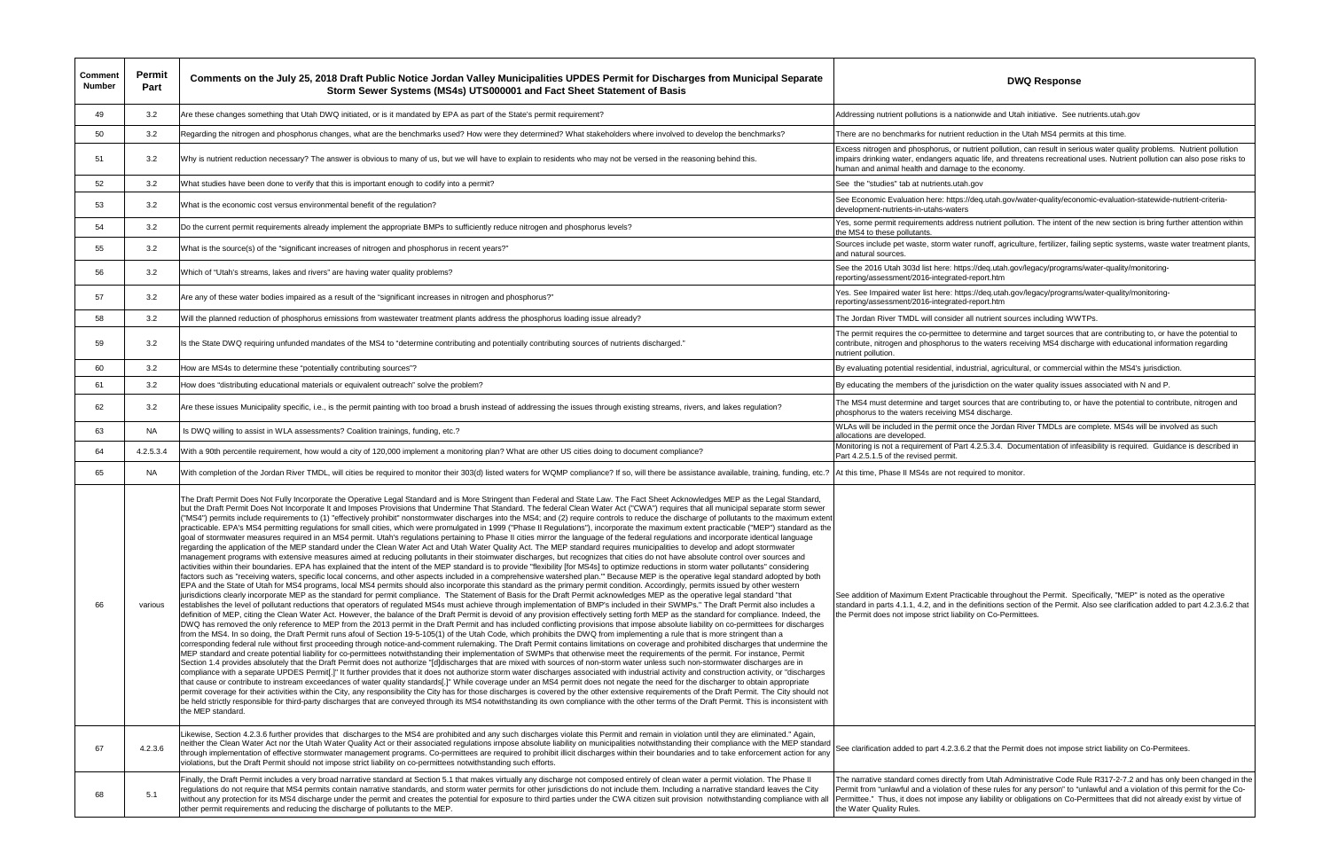| Comment Number | Permit Part | Comments on the July 25, 2018 Draft Public Notice Jordan Valley Municipalities UPDES Permit for Discharges from Municipal Separate Storm Sewer Systems (MS4s) UTS000001 and Fact Sheet Statement of Basis | DWQ Response |
|---|---|---|---|
| 49 | 3.2 | Are these changes something that Utah DWQ initiated, or is it mandated by EPA as part of the State's permit requirement? | Addressing nutrient pollutions is a nationwide and Utah initiative. See nutrients.utah.gov |
| 50 | 3.2 | Regarding the nitrogen and phosphorus changes, what are the benchmarks used? How were they determined? What stakeholders where involved to develop the benchmarks? | There are no benchmarks for nutrient reduction in the Utah MS4 permits at this time. |
| 51 | 3.2 | Why is nutrient reduction necessary? The answer is obvious to many of us, but we will have to explain to residents who may not be versed in the reasoning behind this. | Excess nitrogen and phosphorus, or nutrient pollution, can result in serious water quality problems. Nutrient pollution impairs drinking water, endangers aquatic life, and threatens recreational uses. Nutrient pollution can also pose risks to human and animal health and damage to the economy. |
| 52 | 3.2 | What studies have been done to verify that this is important enough to codify into a permit? | See the "studies" tab at nutrients.utah.gov |
| 53 | 3.2 | What is the economic cost versus environmental benefit of the regulation? | See Economic Evaluation here: https://deq.utah.gov/water-quality/economic-evaluation-statewide-nutrient-criteria-development-nutrients-in-utahs-waters |
| 54 | 3.2 | Do the current permit requirements already implement the appropriate BMPs to sufficiently reduce nitrogen and phosphorus levels? | Yes, some permit requirements address nutrient pollution. The intent of the new section is bring further attention within the MS4 to these pollutants. |
| 55 | 3.2 | What is the source(s) of the "significant increases of nitrogen and phosphorus in recent years?" | Sources include pet waste, storm water runoff, agriculture, fertilizer, failing septic systems, waste water treatment plants, and natural sources. |
| 56 | 3.2 | Which of "Utah's streams, lakes and rivers" are having water quality problems? | See the 2016 Utah 303d list here: https://deq.utah.gov/legacy/programs/water-quality/monitoring-reporting/assessment/2016-integrated-report.htm |
| 57 | 3.2 | Are any of these water bodies impaired as a result of the "significant increases in nitrogen and phosphorus?" | Yes. See Impaired water list here: https://deq.utah.gov/legacy/programs/water-quality/monitoring-reporting/assessment/2016-integrated-report.htm |
| 58 | 3.2 | Will the planned reduction of phosphorus emissions from wastewater treatment plants address the phosphorus loading issue already? | The Jordan River TMDL will consider all nutrient sources including WWTPs. |
| 59 | 3.2 | Is the State DWQ requiring unfunded mandates of the MS4 to "determine contributing and potentially contributing sources of nutrients discharged." | The permit requires the co-permittee to determine and target sources that are contributing to, or have the potential to contribute, nitrogen and phosphorus to the waters receiving MS4 discharge with educational information regarding nutrient pollution. |
| 60 | 3.2 | How are MS4s to determine these "potentially contributing sources"? | By evaluating potential residential, industrial, agricultural, or commercial within the MS4's jurisdiction. |
| 61 | 3.2 | How does "distributing educational materials or equivalent outreach" solve the problem? | By educating the members of the jurisdiction on the water quality issues associated with N and P. |
| 62 | 3.2 | Are these issues Municipality specific, i.e., is the permit painting with too broad a brush instead of addressing the issues through existing streams, rivers, and lakes regulation? | The MS4 must determine and target sources that are contributing to, or have the potential to contribute, nitrogen and phosphorus to the waters receiving MS4 discharge. |
| 63 | NA | Is DWQ willing to assist in WLA assessments? Coalition trainings, funding, etc.? | WLAs will be included in the permit once the Jordan River TMDLs are complete. MS4s will be involved as such allocations are developed. |
| 64 | 4.2.5.3.4 | With a 90th percentile requirement, how would a city of 120,000 implement a monitoring plan? What are other US cities doing to document compliance? | Monitoring is not a requirement of Part 4.2.5.3.4. Documentation of infeasibility is required. Guidance is described in Part 4.2.5.1.5 of the revised permit. |
| 65 | NA | With completion of the Jordan River TMDL, will cities be required to monitor their 303(d) listed waters for WQMP compliance? If so, will there be assistance available, training, funding, etc.? | At this time, Phase II MS4s are not required to monitor. |
| 66 | various | The Draft Permit Does Not Fully Incorporate the Operative Legal Standard and is More Stringent than Federal and State Law. The Fact Sheet Acknowledges MEP as the Legal Standard, but the Draft Permit Does Not Incorporate It and Imposes Provisions that Undermine That Standard. The federal Clean Water Act ("CWA") requires that all municipal separate storm sewer ("MS4") permits include requirements to (1) "effectively prohibit" nonstormwater discharges into the MS4; and (2) require controls to reduce the discharge of pollutants to the maximum extent practicable. EPA's MS4 permitting regulations for small cities, which were promulgated in 1999 ("Phase II Regulations"), incorporate the maximum extent practicable ("MEP") standard as the goal of stormwater measures required in an MS4 permit. Utah's regulations pertaining to Phase II cities mirror the language of the federal regulations and incorporate identical language regarding the application of the MEP standard under the Clean Water Act and Utah Water Quality Act. The MEP standard requires municipalities to develop and adopt stormwater management programs with extensive measures aimed at reducing pollutants in their stormwater discharges, but recognizes that cities do not have absolute control over sources and activities within their boundaries. EPA has explained that the intent of the MEP standard is to provide "flexibility [for MS4s] to optimize reductions in storm water pollutants" considering factors such as "receiving waters, specific local concerns, and other aspects included in a comprehensive watershed plan."' Because MEP is the operative legal standard adopted by both EPA and the State of Utah for MS4 programs, local MS4 permits should also incorporate this standard as the primary permit condition. Accordingly, permits issued by other western jurisdictions clearly incorporate MEP as the standard for permit compliance. The Statement of Basis for the Draft Permit acknowledges MEP as the operative legal standard "that establishes the level of pollutant reductions that operators of regulated MS4s must achieve through implementation of BMP's included in their SWMPs." The Draft Permit also includes a definition of MEP, citing the Clean Water Act. However, the balance of the Draft Permit is devoid of any provision effectively setting forth MEP as the standard for compliance. Indeed, the DWQ has removed the only reference to MEP from the 2013 permit in the Draft Permit and has included conflicting provisions that impose absolute liability on co-permittees for discharges from the MS4. In so doing, the Draft Permit runs afoul of Section 19-5-105(1) of the Utah Code, which prohibits the DWQ from implementing a rule that is more stringent than a corresponding federal rule without first proceeding through notice-and-comment rulemaking. The Draft Permit contains limitations on coverage and prohibited discharges that undermine the MEP standard and create potential liability for co-permittees notwithstanding their implementation of SWMPs that otherwise meet the requirements of the permit. For instance, Permit Section 1.4 provides absolutely that the Draft Permit does not authorize "[d]ischarges that are mixed with sources of non-storm water unless such non-stormwater discharges are in compliance with a separate UPDES Permit[.]" It further provides that it does not authorize storm water discharges associated with industrial activity and construction activity, or "discharges that cause or contribute to instream exceedances of water quality standards[.]" While coverage under an MS4 permit does not negate the need for the discharger to obtain appropriate permit coverage for their activities within the City, any responsibility the City has for those discharges is covered by the other extensive requirements of the Draft Permit. The City should not be held strictly responsible for third-party discharges that are conveyed through its MS4 notwithstanding its own compliance with the other terms of the Draft Permit. This is inconsistent with the MEP standard. | See addition of Maximum Extent Practicable throughout the Permit. Specifically, "MEP" is noted as the operative standard in parts 4.1.1, 4.2, and in the definitions section of the Permit. Also see clarification added to part 4.2.3.6.2 that the Permit does not impose strict liability on Co-Permittees. |
| 67 | 4.2.3.6 | Likewise, Section 4.2.3.6 further provides that discharges to the MS4 are prohibited and any such discharges violate this Permit and remain in violation until they are eliminated." Again, neither the Clean Water Act nor the Utah Water Quality Act or their associated regulations impose absolute liability on municipalities notwithstanding their compliance with the MEP standard through implementation of effective stormwater management programs. Co-permittees are required to prohibit illicit discharges within their boundaries and to take enforcement action for any violations, but the Draft Permit should not impose strict liability on co-permittees notwithstanding such efforts. | See clarification added to part 4.2.3.6.2 that the Permit does not impose strict liability on Co-Permitees. |
| 68 | 5.1 | Finally, the Draft Permit includes a very broad narrative standard at Section 5.1 that makes virtually any discharge not composed entirely of clean water a permit violation. The Phase II regulations do not require that MS4 permits contain narrative standards, and storm water permits for other jurisdictions do not include them. Including a narrative standard leaves the City without any protection for its MS4 discharge under the permit and creates the potential for exposure to third parties under the CWA citizen suit provision notwithstanding compliance with all other permit requirements and reducing the discharge of pollutants to the MEP. | The narrative standard comes directly from Utah Administrative Code Rule R317-2-7.2 and has only been changed in the Permit from "unlawful and a violation of these rules for any person" to "unlawful and a violation of this permit for the Co-Permittee." Thus, it does not impose any liability or obligations on Co-Permittees that did not already exist by virtue of the Water Quality Rules. |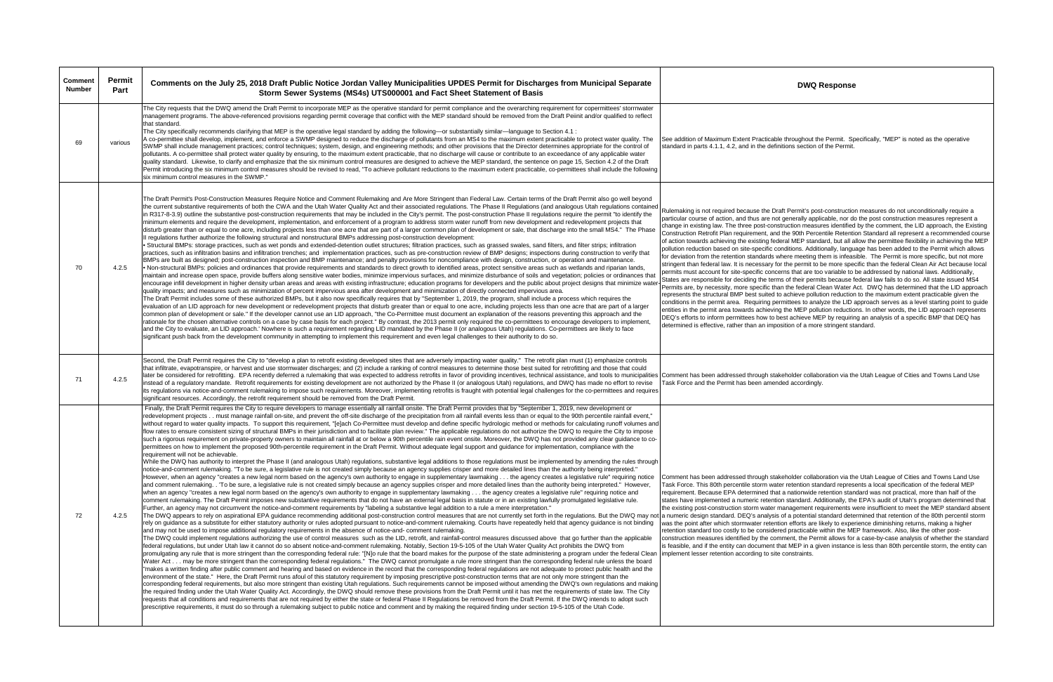| Comment Number | Permit Part | Comments on the July 25, 2018 Draft Public Notice Jordan Valley Municipalities UPDES Permit for Discharges from Municipal Separate Storm Sewer Systems (MS4s) UTS000001 and Fact Sheet Statement of Basis | DWQ Response |
|---|---|---|---|
| 69 | various | The City requests that the DWQ amend the Draft Permit to incorporate MEP as the operative standard for permit compliance and the overarching requirement for copermittees' storrnwater management programs. The above-referenced provisions regarding permit coverage that conflict with the MEP standard should be removed from the Draft Peiinit and/or qualified to reflect that standard.<br>The City specifically recommends clarifying that MEP is the operative legal standard by adding the following—or substantially similar—language to Section 4.1 :<br>A co-permittee shall develop, implement, and enforce a SWMP designed to reduce the discharge of pollutants from an MS4 to the maximum extent practicable to protect water quality. The SWMP shall include management practices; control techniques; system, design, and engineering methods; and other provisions that the Director determines appropriate for the control of pollutants. A co-permittee shall protect water quality by ensuring, to the maximum extent practicable, that no discharge will cause or contribute to an exceedance of any applicable water quality standard. Likewise, to clarify and emphasize that the six minimum control measures are designed to achieve the MEP standard, the sentence on page 15, Section 4.2 of the Draft Permit introducing the six minimum control measures should be revised to read, "To achieve pollutant reductions to the maximum extent practicable, co-permittees shall include the following six minimum control measures in the SWMP." | See addition of Maximum Extent Practicable throughout the Permit. Specifically, "MEP" is noted as the operative standard in parts 4.1.1, 4.2, and in the definitions section of the Permit. |
| 70 | 4.2.5 | The Draft Permit's Post-Construction Measures Require Notice and Comment Rulemaking and Are More Stringent than Federal Law. Certain terms of the Draft Permit also go well beyond the current substantive requirements of both the CWA and the Utah Water Quality Act and their associated regulations. The Phase II Regulations (and analogous Utah regulations contained in R317-8-3.9) outline the substantive post-construction requirements that may be included in the City's permit. The post-construction Phase II regulations require the permit "to identify the minimum elements and require the development, implementation, and enforcement of a program to address storm water runoff from new development and redevelopment projects that disturb greater than or equal to one acre, including projects less than one acre that are part of a larger common plan of development or sale, that discharge into the small MS4." The Phase II regulations further authorize the following structural and nonstructural BMPs addressing post-construction development:<br>• Structural BMPs: storage practices, such as wet ponds and extended-detention outlet structures; filtration practices, such as grassed swales, sand filters, and filter strips; infiltration practices, such as infiltration basins and infiltration trenches; and implementation practices, such as pre-construction review of BMP designs; inspections during construction to verify that BMPs are built as designed; post-construction inspection and BMP maintenance; and penalty provisions for noncompliance with design, construction, or operation and maintenance.<br>• Non-structural BMPs: policies and ordinances that provide requirements and standards to direct growth to identified areas, protect sensitive areas such as wetlands and riparian lands, maintain and increase open space, provide buffers along sensitive water bodies, minimize impervious surfaces, and minimize disturbance of soils and vegetation; policies or ordinances that encourage infill development in higher density urban areas and areas with existing infrastructure; education programs for developers and the public about project designs that minimize water quality impacts; and measures such as minimization of percent impervious area after development and minimization of directly connected impervious area.<br>The Draft Permit includes some of these authorized BMPs, but it also now specifically requires that by "September 1, 2019, the program, shall include a process which requires the evaluation of an LID approach for new development or redevelopment projects that disturb greater than or equal to one acre, including projects less than one acre that are part of a larger common plan of development or sale." If the developer cannot use an LID approach, "the Co-Permittee must document an explanation of the reasons preventing this approach and the rationale for the chosen alternative controls on a case by case basis for each project." By contrast, the 2013 permit only required the co-permittees to encourage developers to implement, and the City to evaluate, an LID approach.' Nowhere is such a requirement regarding LID mandated by the Phase II (or analogous Utah) regulations. Co-permittees are likely to face significant push back from the development community in attempting to implement this requirement and even legal challenges to their authority to do so. | Rulemaking is not required because the Draft Permit's post-construction measures do not unconditionally require a particular course of action, and thus are not generally applicable, nor do the post construction measures represent a change in existing law. The three post-construction measures identified by the comment, the LID approach, the Existing Construction Retrofit Plan requirement, and the 90th Percentile Retention Standard all represent a recommended course of action towards achieving the existing federal MEP standard, but all allow the permittee flexibility in achieving the MEP pollution reduction based on site-specific conditions. Additionally, language has been added to the Permit which allows for deviation from the retention standards where meeting them is infeasible. The Permit is more specific, but not more stringent than federal law. It is necessary for the permit to be more specific than the federal Clean Air Act because local permits must account for site-specific concerns that are too variable to be addressed by national laws. Additionally, States are responsible for deciding the terms of their permits because federal law fails to do so. All state issued MS4 Permits are, by necessity, more specific than the federal Clean Water Act. DWQ has determined that the LID approach represents the structural BMP best suited to achieve pollution reduction to the maximum extent practicable given the conditions in the permit area. Requiring permittees to analyze the LID approach serves as a level starting point to guide entities in the permit area towards achieving the MEP pollution reductions. In other words, the LID approach represents DEQ's efforts to inform permittees how to best achieve MEP by requiring an analysis of a specific BMP that DEQ has determined is effective, rather than an imposition of a more stringent standard. |
| 71 | 4.2.5 | Second, the Draft Permit requires the City to "develop a plan to retrofit existing developed sites that are adversely impacting water quality." The retrofit plan rnust (1) emphasize controls that infiltrate, evapotranspire, or harvest and use stormwater discharges; and (2) include a ranking of control measures to determine those best suited for retrofitting and those that could later be considered for retrofitting. EPA recently deferred a rulemaking that was expected to address retrofits in favor of providing incentives, technical assistance, and tools to municipalities instead of a regulatory mandate. Retrofit requirements for existing development are not authorized by the Phase II (or analogous Utah) regulations, and DWQ has made no effort to revise its regulations via notice-and-comment rulemaking to impose such requirements. Moreover, implementing retrofits is fraught with potential legal challenges for the co-permittees and requires significant resources. Accordingly, the retrofit requirement should be removed from the Draft Permit. | Comment has been addressed through stakeholder collaboration via the Utah League of Cities and Towns Land Use Task Force and the Permit has been amended accordingly. |
| 72 | 4.2.5 | Finally, the Draft Permit requires the City to require developers to manage essentially all rainfall onsite. The Draft Permit provides that by "September 1, 2019, new development or redevelopment projects . . must manage rainfall on-site, and prevent the off-site discharge of the precipitation from all rainfall events less than or equal to the 90th percentile rainfall event," without regard to water quality impacts. To support this requirement, "[e]ach Co-Permittee must develop and define specific hydrologic method or methods for calculating runoff volumes and flow rates to ensure consistent sizing of structural BMPs in their jurisdiction and to facilitate plan review." The applicable regulations do not authorize the DWQ to require the City to impose such a rigorous requirement on private-property owners to maintain all rainfall at or below a 90th percentile rain event onsite. Moreover, the DWQ has not provided any clear guidance to co-permittees on how to implement the proposed 90th-percentile requirement in the Draft Permit. Without adequate legal support and guidance for implementation, compliance with the requirement will not be achievable.<br>While the DWQ has authority to interpret the Phase II (and analogous Utah) regulations, substantive legal additions to those regulations must be implemented by amending the rules through notice-and-comment rulemaking. "To be sure, a legislative rule is not created simply because an agency supplies crisper and more detailed lines than the authority being interpreted." However, when an agency "creates a new legal norm based on the agency's own authority to engage in supplementary lawmaking . . . the agency creates a legislative rule" requiring notice and comment rulemaking. . 'To be sure, a legislative rule is not created simply because an agency supplies crisper and more detailed lines than the authority being interpreted." However, when an agency "creates a new legal norm based on the agency's own authority to engage in supplementary lawmaking . . . the agency creates a legislative rule" requiring notice and comment rulemaking. The Draft Permit imposes new substantive requirements that do not have an external legal basis in statute or in an existing lawfully promulgated legislative rule. Further, an agency may not circumvent the notice-and-comment requirements by "labeling a substantive legal addition to a rule a mere interpretation."<br>The DWQ appears to rely on aspirational EPA guidance recommending additional post-construction control measures that are not currently set forth in the regulations. But the DWQ may not rely on guidance as a substitute for either statutory authority or rules adopted pursuant to notice-and-comment rulemaking. Courts have repeatedly held that agency guidance is not binding and may not be used to impose additional regulatory requirements in the absence of notice-and- comment rulemaking.<br>The DWQ could implement regulations authorizing the use of control measures such as the LID, retrofit, and rainfall-control measures discussed above that go further than the applicable federal regulations, but under Utah law it cannot do so absent notice-and-comment rulemaking. Notably, Section 19-5-105 of the Utah Water Quality Act prohibits the DWQ from promulgating any rule that is more stringent than the corresponding federal rule: "[N]o rule that the board makes for the purpose of the state administering a program under the federal Clean Water Act . . . may be more stringent than the corresponding federal regulations." The DWQ cannot promulgate a rule more stringent than the corresponding federal rule unless the board "makes a written finding after public comment and hearing and based on evidence in the record that the corresponding federal regulations are not adequate to protect public health and the environment of the state." Here, the Draft Permit runs afoul of this statutory requirement by imposing prescriptive post-construction terms that are not only more stringent than the corresponding federal requirements, but also more stringent than existing Utah regulations. Such requirements cannot be imposed without amending the DWQ's own regulations and making the required finding under the Utah Water Quality Act. Accordingly, the DWQ should remove these provisions from the Draft Permit until it has met the requirements of state law. The City requests that all conditions and requirements that are not required by either the state or federal Phase II Regulations be removed from the Draft Permit. If the DWQ intends to adopt such prescriptive requirements, it must do so through a rulemaking subject to public notice and comment and by making the required finding under section 19-5-105 of the Utah Code. | Comment has been addressed through stakeholder collaboration via the Utah League of Cities and Towns Land Use Task Force. This 80th percentile storm water retention standard represents a local specification of the federal MEP requirement. Because EPA determined that a nationwide retention standard was not practical, more than half of the states have implemented a numeric retention standard. Additionally, the EPA's audit of Utah's program determined that the existing post-construction storm water management requirements were insufficient to meet the MEP standard absent a numeric design standard. DEQ's analysis of a potential standard determined that retention of the 80th percentil storm was the point after which stormwater retention efforts are likely to experience diminishing returns, making a higher retention standard too costly to be considered practicable within the MEP framework. Also, like the other post-construction measures identified by the comment, the Permit allows for a case-by-case analysis of whether the standard is feasible, and if the entity can document that MEP in a given instance is less than 80th percentile storm, the entity can implement lesser retention according to site constraints. |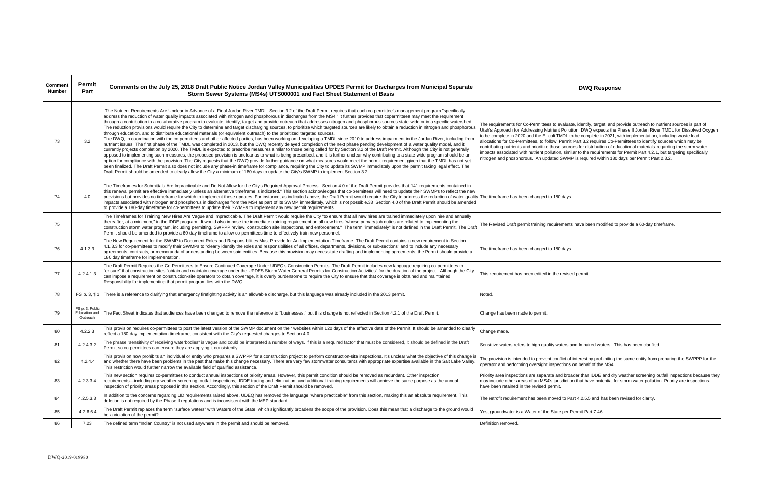| Comment Number | Permit Part | Comments on the July 25, 2018 Draft Public Notice Jordan Valley Municipalities UPDES Permit for Discharges from Municipal Separate Storm Sewer Systems (MS4s) UTS000001 and Fact Sheet Statement of Basis | DWQ Response |
|---|---|---|---|
| 73 | 3.2 | The Nutrient Requirements Are Unclear in Advance of a Final Jordan River TMDL. Section 3.2 of the Draft Permit requires that each co-permittee's management program "specifically address the reduction of water quality impacts associated with nitrogen and phosphorous in discharges from the MS4." It further provides that copermittees may meet the requirement through a contribution to a collaborative program to evaluate, identify, target and provide outreach that addresses nitrogen and phosphorous sources state-wide or in a specific watershed. The reduction provisions would require the City to determine and target discharging sources, to prioritize which targeted sources are likely to obtain a reduction in nitrogen and phosphorous through education, and to distribute educational materials (or equivalent outreach) to the prioritized targeted sources. The DWQ, in coordination with the co-permittees and other affected parties, has been working on developing a TMDL since 2010 to address impairment in the Jordan River, including from nutrient issues. The first phase of the TMDL was completed in 2013, but the DWQ recently delayed completion of the next phase pending development of a water quality model, and it currently projects completion by 2020. The TMDL is expected to prescribe measures similar to those being called for by Section 3.2 of the Draft Permit. Although the City is not generally opposed to implementing such measures, the proposed provision is unclear as to what is being prescribed, and it is further unclear why contributing to a state-wide program should be an option for compliance with the provision. The City requests that the DWQ provide further guidance on what measures would meet the permit requirement given that the TMDL has not yet been finalized. The Draft Permit also does not include any phase-in timeframe for compliance, requiring the City to update its SWMP immediately upon the permit taking legal effect. The Draft Permit should be amended to clearly allow the City a minimum of 180 days to update the City's SWMP to implement Section 3.2. | The requirements for Co-Permittees to evaluate, identify, target, and provide outreach to nutrient sources is part of Utah's Approach for Addressing Nutrient Pollution. DWQ expects the Phase II Jordan River TMDL for Dissolved Oxygen to be complete in 2020 and the E. coli TMDL to be complete in 2021, with implementation, including waste load allocations for Co-Permittees, to follow. Permit Part 3.2 requires Co-Permittees to identify sources which may be contributing nutrients and prioritize those sources for distribution of educational materials regarding the storm water impacts associated with nutrient pollution, similar to the requirements for Permit Part 4.2.1, but targeting specifically nitrogen and phosphorous. An updated SWMP is required within 180 days per Permit Part 2.3.2. |
| 74 | 4.0 | The Timeframes for Submittals Are Impracticable and Do Not Allow for the City's Required Approval Process. Section 4.0 of the Draft Permit provides that 141 requirements contained in this renewal permit are effective immediately unless an alternative timeframe is indicated." This section acknowledges that co-permittees will need to update their SWMPs to reflect the new provisions but provides no timeframe for which to implement these updates. For instance, as indicated above, the Draft Permit would require the City to address the reduction of water quality impacts associated with nitrogen and phosphorus in discharges from the MS4 as part of its SWMP immediately, which is not possible.33 Section 4.0 of the Draft Permit should be amended to provide a 180-day timeframe for co-permittees to update their SWMPs to implement any new permit requirements. | The timeframe has been changed to 180 days. |
| 75 | | The Timeframes for Training New Hires Are Vague and Impracticable. The Draft Permit would require the City "to ensure that all new hires are trained immediately upon hire and annually thereafter, at a minimum," in the IDDE program. It would also impose the immediate training requirement on all new hires "whose primary job duties are related to implementing the construction storm water program, including permitting, SWPPP review, construction site inspections, and enforcement." The term "immediately" is not defined in the Draft Permit. The Draft Permit should be amended to provide a 60-day timeframe to allow co-permittees time to effectively train new personnel. | The Revised Draft permit training requirements have been modified to provide a 60-day timeframe. |
| 76 | 4.1.3.3 | The New Requirement for the SWMP to Document Roles and Responsibilities Must Provide for An Implementation Timeframe. The Draft Permit contains a new requirement in Section 4.1.3.3 for co-permittees to modify their SWMPs to "clearly identify the roles and responsibilities of all offices, departments, divisions, or sub-sections" and to include any necessary agreements, contracts, or memoranda of understanding between said entities. Because this provision may necessitate drafting and implementing agreements, the Permit should provide a 180 day timeframe for implementation. | The timeframe has been changed to 180 days. |
| 77 | 4.2.4.1.3 | The Draft Permit Requires the Co-Permittees to Ensure Continued Coverage Under UDEQ's Construction Permits. The Draft Permit includes new language requiring co-permittees to "ensure" that construction sites "obtain and maintain coverage under the UPDES Storm Water General Permits for Construction Activities" for the duration of the project. Although the City can impose a requirement on construction-site operators to obtain coverage, it is overly burdensome to require the City to ensure that that coverage is obtained and maintained. Responsibility for implementing that permit program lies with the DWQ | This requirement has been edited in the revised permit. |
| 78 | FS p. 3, ¶ 1 | There is a reference to clarifying that emergency firefighting activity is an allowable discharge, but this language was already included in the 2013 permit. | Noted. |
| 79 | FS p. 3, Public Education and Outreach | The Fact Sheet indicates that audiences have been changed to remove the reference to "businesses," but this change is not reflected in Section 4.2.1 of the Draft Permit. | Change has been made to permit. |
| 80 | 4.2.2.3 | This provision requires co-permittees to post the latest version of the SWMP document on their websites within 120 days of the effective date of the Permit. It should be amended to clearly reflect a 180-day implementation timeframe, consistent with the City's requested changes to Section 4.0. | Change made. |
| 81 | 4.2.4.3.2 | The phrase "sensitivity of receiving waterbodies" is vague and could be interpreted a number of ways. If this is a required factor that must be considered, it should be defined in the Draft Permit so co-permittees can ensure they are applying it consistently. | Sensitive waters refers to high quality waters and Impaired waters. This has been clarified. |
| 82 | 4.2.4.4 | This provision now prohibits an individual or entity who prepares a SWPPP for a construction project to perform construction-site inspections. It's unclear what the objective of this change is and whether there have been problems in the past that make this change necessary. There are very few stormwater consultants with appropriate expertise available in the Salt Lake Valley. This restriction would further narrow the available field of qualified assistance. | The provision is intended to prevent conflict of interest by prohibiting the same entity from preparing the SWPPP for the operator and performing oversight inspections on behalf of the MS4. |
| 83 | 4.2.3.3.4 | This new section requires co-permittees to conduct annual inspections of priority areas. However, this permit condition should be removed as redundant. Other inspection requirements—including dry-weather screening, outfall inspections, IDDE tracing and elimination, and additional training requirements will achieve the same purpose as the annual inspection of priority areas proposed in this section. Accordingly, this section of the Draft Permit should be removed. | Priority area inspections are separate and broader than IDDE and dry weather screening outfall inspections because they may include other areas of an MS4's jurisdiction that have potential for storm water pollution. Priority are inspections have been retained in the revised permit. |
| 84 | 4.2.5.3.3 | In addition to the concerns regarding LID requirements raised above, UDEQ has removed the language "where practicable" from this section, making this an absolute requirement. This deletion is not required by the Phase II regulations and is inconsistent with the MEP standard. | The retrofit requirement has been moved to Part 4.2.5.5 and has been revised for clarity. |
| 85 | 4.2.6.6.4 | The Draft Permit replaces the term "surface waters" with Waters of the State, which significantly broadens the scope of the provision. Does this mean that a discharge to the ground would be a violation of the permit? | Yes, groundwater is a Water of the State per Permit Part 7.46. |
| 86 | 7.23 | The defined term "Indian Country" is not used anywhere in the permit and should be removed. | Definition removed. |

DWQ-2019-019980